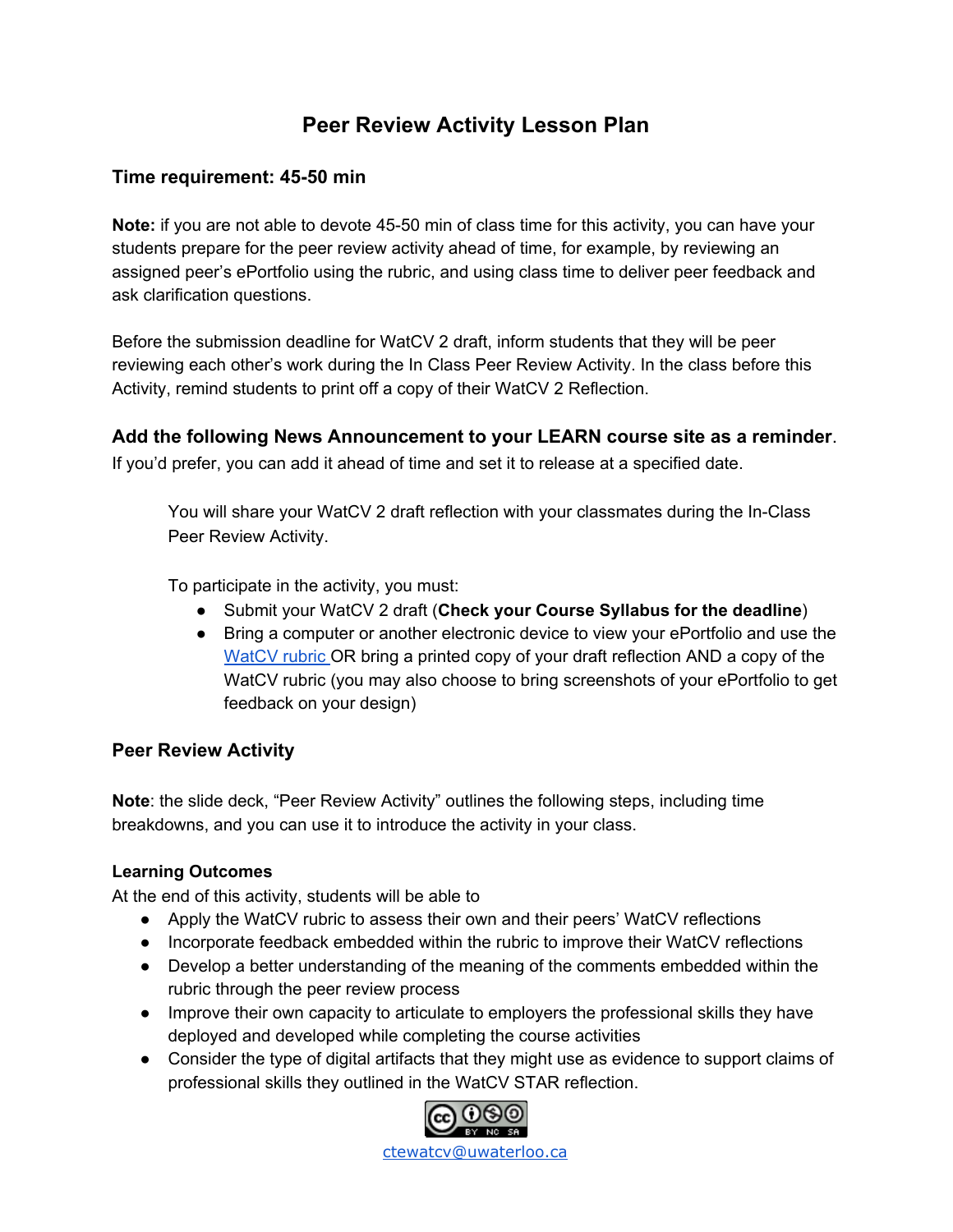# Peer Review Activity Lesson Plan

### Time requirement: 45-50 min

**Note:** if you are not able to devote 45-50 min of class time for this activity, you can have your students prepare for the peer review activity ahead of time, for example, by reviewing an assigned peer's ePortfolio using the rubric, and using class time to deliver peer feedback and ask clarification questions.

Before the submission deadline for WatCV 2 draft, inform students that they will be peer reviewing each other's work during the In Class Peer Review Activity. In the class before this Activity, remind students to print off a copy of their WatCV 2 Reflection.

### Add the following News Announcement to your LEARN course site as a reminder.

If you'd prefer, you can add it ahead of time and set it to release at a specified date.

> You will share your WatCV 2 draft reflection with your classmates during the In-Class Peer Review Activity.
>
> To participate in the activity, you must:
>
> - Submit your WatCV 2 draft (**Check your Course Syllabus for the deadline**)
> - Bring a computer or another electronic device to view your ePortfolio and use the WatCV rubric OR bring a printed copy of your draft reflection AND a copy of the WatCV rubric (you may also choose to bring screenshots of your ePortfolio to get feedback on your design)

### Peer Review Activity

**Note**: the slide deck, "Peer Review Activity" outlines the following steps, including time breakdowns, and you can use it to introduce the activity in your class.

**Learning Outcomes**

At the end of this activity, students will be able to

- Apply the WatCV rubric to assess their own and their peers' WatCV reflections
- Incorporate feedback embedded within the rubric to improve their WatCV reflections
- Develop a better understanding of the meaning of the comments embedded within the rubric through the peer review process
- Improve their own capacity to articulate to employers the professional skills they have deployed and developed while completing the course activities
- Consider the type of digital artifacts that they might use as evidence to support claims of professional skills they outlined in the WatCV STAR reflection.

ctewatcv@uwaterloo.ca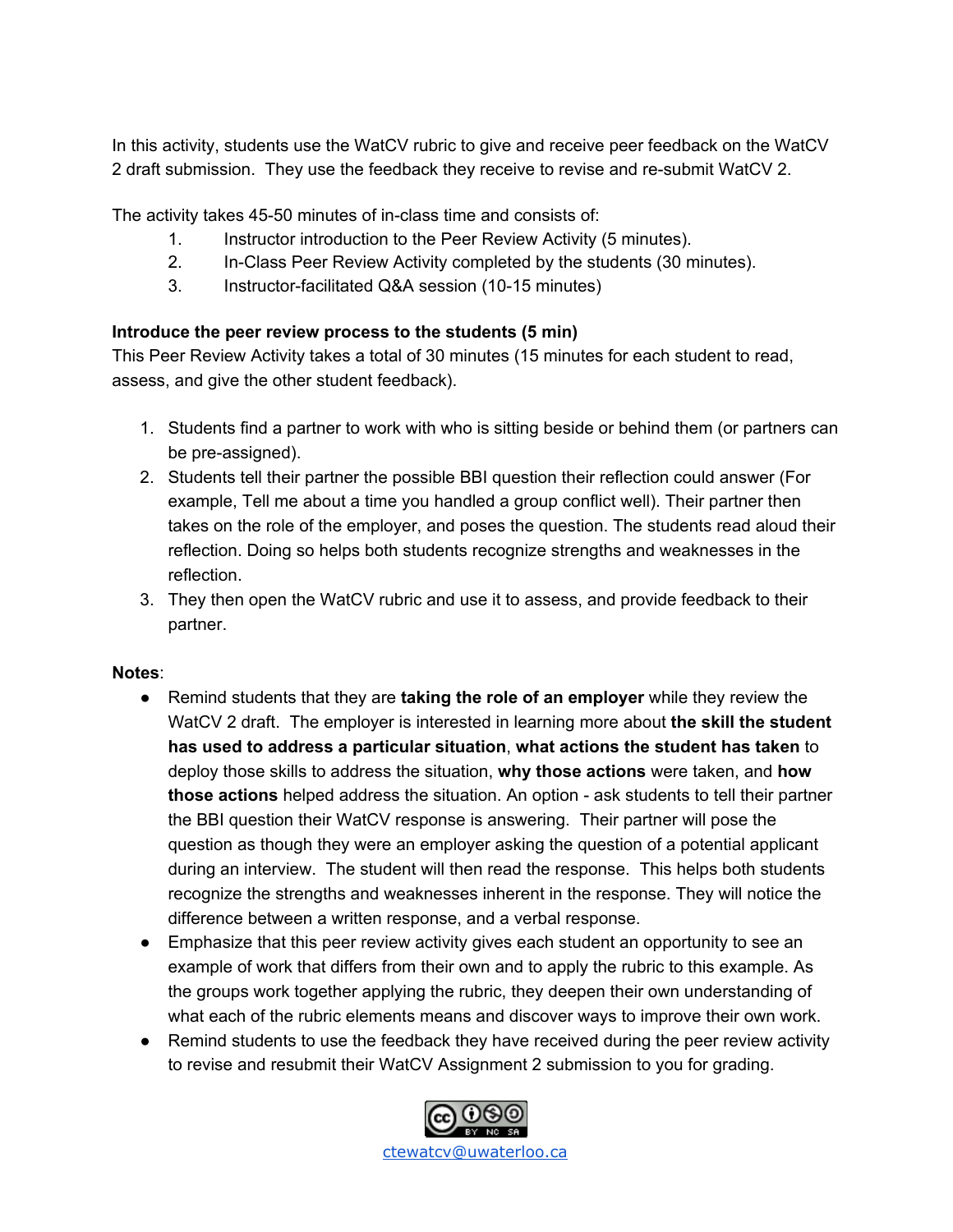In this activity, students use the WatCV rubric to give and receive peer feedback on the WatCV 2 draft submission. They use the feedback they receive to revise and re-submit WatCV 2.

The activity takes 45-50 minutes of in-class time and consists of:

1. Instructor introduction to the Peer Review Activity (5 minutes).
2. In-Class Peer Review Activity completed by the students (30 minutes).
3. Instructor-facilitated Q&A session (10-15 minutes)

**Introduce the peer review process to the students (5 min)**

This Peer Review Activity takes a total of 30 minutes (15 minutes for each student to read, assess, and give the other student feedback).

1. Students find a partner to work with who is sitting beside or behind them (or partners can be pre-assigned).
2. Students tell their partner the possible BBI question their reflection could answer (For example, Tell me about a time you handled a group conflict well). Their partner then takes on the role of the employer, and poses the question. The students read aloud their reflection. Doing so helps both students recognize strengths and weaknesses in the reflection.
3. They then open the WatCV rubric and use it to assess, and provide feedback to their partner.

**Notes**:

- Remind students that they are **taking the role of an employer** while they review the WatCV 2 draft. The employer is interested in learning more about **the skill the student has used to address a particular situation**, **what actions the student has taken** to deploy those skills to address the situation, **why those actions** were taken, and **how those actions** helped address the situation. An option - ask students to tell their partner the BBI question their WatCV response is answering. Their partner will pose the question as though they were an employer asking the question of a potential applicant during an interview. The student will then read the response. This helps both students recognize the strengths and weaknesses inherent in the response. They will notice the difference between a written response, and a verbal response.
- Emphasize that this peer review activity gives each student an opportunity to see an example of work that differs from their own and to apply the rubric to this example. As the groups work together applying the rubric, they deepen their own understanding of what each of the rubric elements means and discover ways to improve their own work.
- Remind students to use the feedback they have received during the peer review activity to revise and resubmit their WatCV Assignment 2 submission to you for grading.

ctewatcv@uwaterloo.ca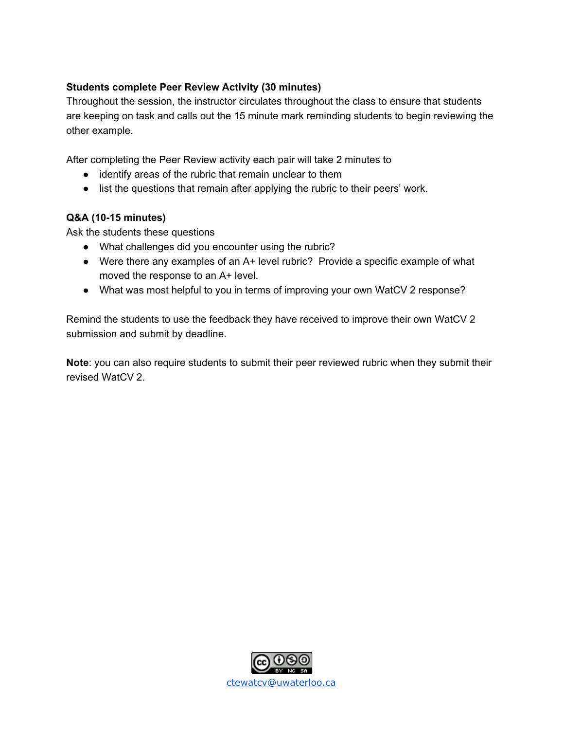**Students complete Peer Review Activity (30 minutes)**
Throughout the session, the instructor circulates throughout the class to ensure that students are keeping on task and calls out the 15 minute mark reminding students to begin reviewing the other example.

After completing the Peer Review activity each pair will take 2 minutes to

- identify areas of the rubric that remain unclear to them
- list the questions that remain after applying the rubric to their peers' work.

**Q&A (10-15 minutes)**
Ask the students these questions

- What challenges did you encounter using the rubric?
- Were there any examples of an A+ level rubric? Provide a specific example of what moved the response to an A+ level.
- What was most helpful to you in terms of improving your own WatCV 2 response?

Remind the students to use the feedback they have received to improve their own WatCV 2 submission and submit by deadline.

**Note**: you can also require students to submit their peer reviewed rubric when they submit their revised WatCV 2.

ctewatcv@uwaterloo.ca